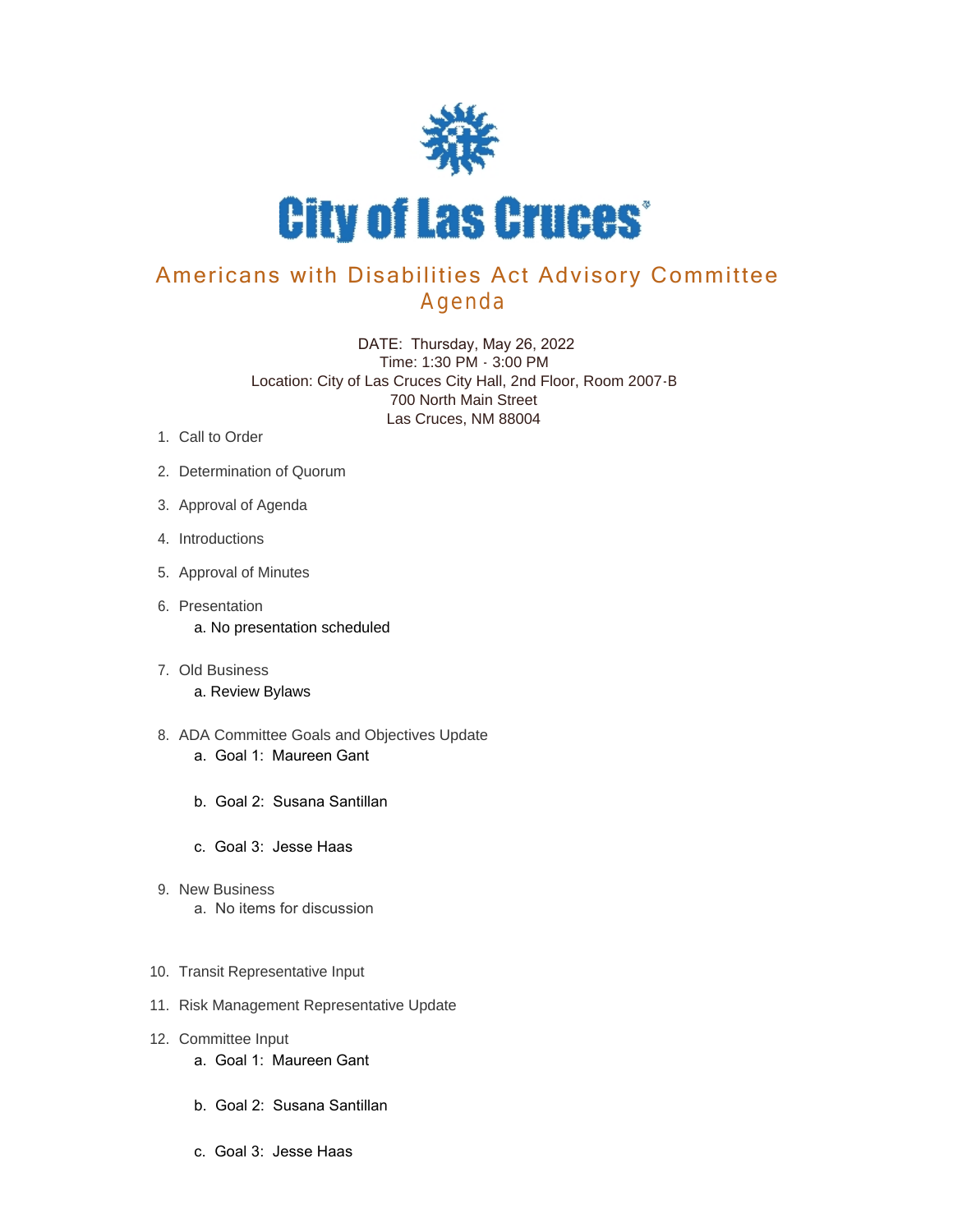# City of Las Cruces

## Americans with Disabilities Act Advisory Committee
## Agenda

DATE: Thursday, May 26, 2022
Time: 1:30 PM - 3:00 PM
Location: City of Las Cruces City Hall, 2nd Floor, Room 2007-B
700 North Main Street
Las Cruces, NM 88004

1. Call to Order
2. Determination of Quorum
3. Approval of Agenda
4. Introductions
5. Approval of Minutes
6. Presentation
   a. No presentation scheduled
7. Old Business
   a. Review Bylaws
8. ADA Committee Goals and Objectives Update
   a. Goal 1: Maureen Gant
   b. Goal 2: Susana Santillan
   c. Goal 3: Jesse Haas
9. New Business
   a. No items for discussion
10. Transit Representative Input
11. Risk Management Representative Update
12. Committee Input
    a. Goal 1: Maureen Gant
    b. Goal 2: Susana Santillan
    c. Goal 3: Jesse Haas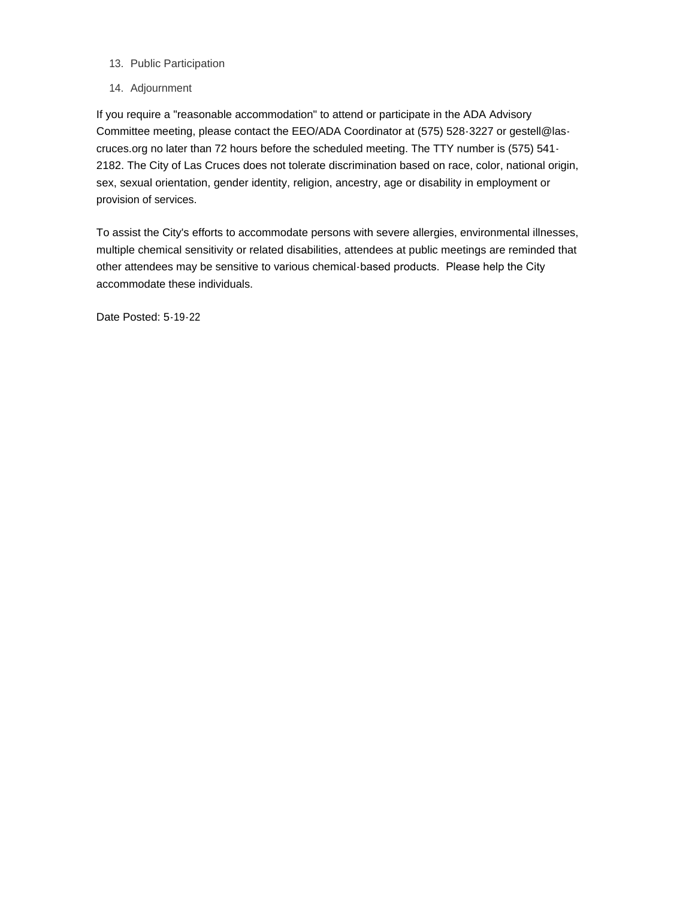13. Public Participation
14. Adjournment

If you require a "reasonable accommodation" to attend or participate in the ADA Advisory Committee meeting, please contact the EEO/ADA Coordinator at (575) 528-3227 or gestell@las-cruces.org no later than 72 hours before the scheduled meeting. The TTY number is (575) 541-2182. The City of Las Cruces does not tolerate discrimination based on race, color, national origin, sex, sexual orientation, gender identity, religion, ancestry, age or disability in employment or provision of services.

To assist the City's efforts to accommodate persons with severe allergies, environmental illnesses, multiple chemical sensitivity or related disabilities, attendees at public meetings are reminded that other attendees may be sensitive to various chemical-based products. Please help the City accommodate these individuals.

Date Posted: 5-19-22